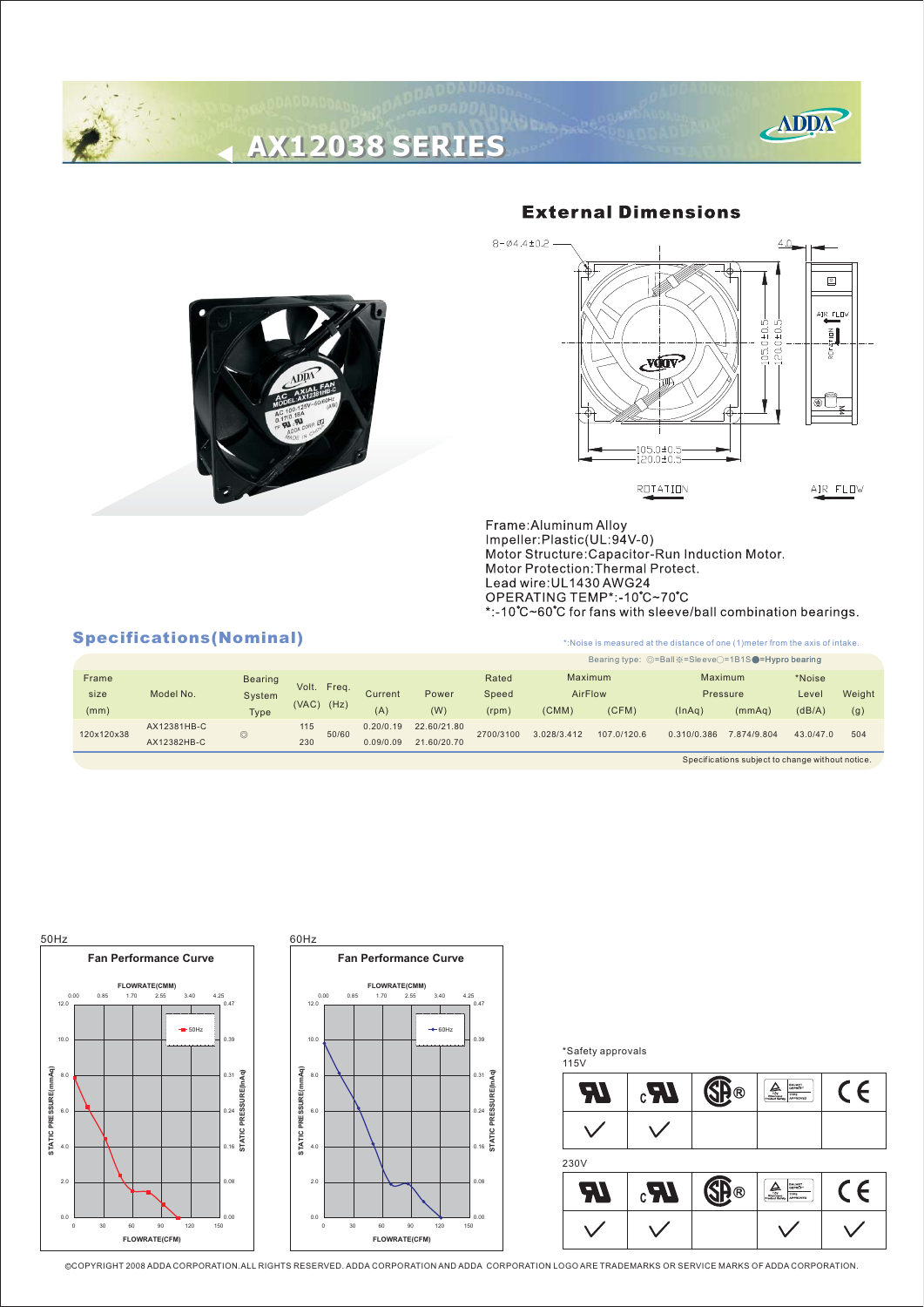# AX12038 SERIES

## External Dimensions

Frame:Aluminum Alloy
Impeller:Plastic(UL:94V-0)
Motor Structure:Capacitor-Run Induction Motor.
Motor Protection:Thermal Protect.
Lead wire:UL1430 AWG24
OPERATING TEMP*:-10˚C~70˚C
*:-10˚C~60˚C for fans with sleeve/ball combination bearings.

## Specifications(Nominal)

*:Noise is measured at the distance of one (1)meter from the axis of intake.

Bearing type: ◎=Ball ※=Sleeve ○=1B1S ●=Hypro bearing

| Frame size (mm) | Model No. | Bearing System Type | Volt. (VAC) | Freq. (Hz) | Current (A) | Power (W) | Rated Speed (rpm) | Maximum AirFlow (CMM) | Maximum AirFlow (CFM) | Maximum Pressure (InAq) | Maximum Pressure (mmAq) | *Noise Level (dB/A) | Weight (g) |
|---|---|---|---|---|---|---|---|---|---|---|---|---|---|
| 120x120x38 | AX12381HB-C | ◎ | 115 | 50/60 | 0.20/0.19 | 22.60/21.80 | 2700/3100 | 3.028/3.412 | 107.0/120.6 | 0.310/0.386 | 7.874/9.804 | 43.0/47.0 | 504 |
| | AX12382HB-C | | 230 | | 0.09/0.09 | 21.60/20.70 | | | | | | | |

Specifications subject to change without notice.

50Hz

Fan Performance Curve

60Hz

Fan Performance Curve

*Safety approvals

115V

| UL | cUL | CSA | TÜV | CE |
|---|---|---|---|---|
| ✓ | ✓ | | | |

230V

| UL | cUL | CSA | TÜV | CE |
|---|---|---|---|---|
| ✓ | ✓ | | ✓ | ✓ |

©COPYRIGHT 2008 ADDA CORPORATION.ALL RIGHTS RESERVED. ADDA CORPORATION AND ADDA CORPORATION LOGO ARE TRADEMARKS OR SERVICE MARKS OF ADDA CORPORATION.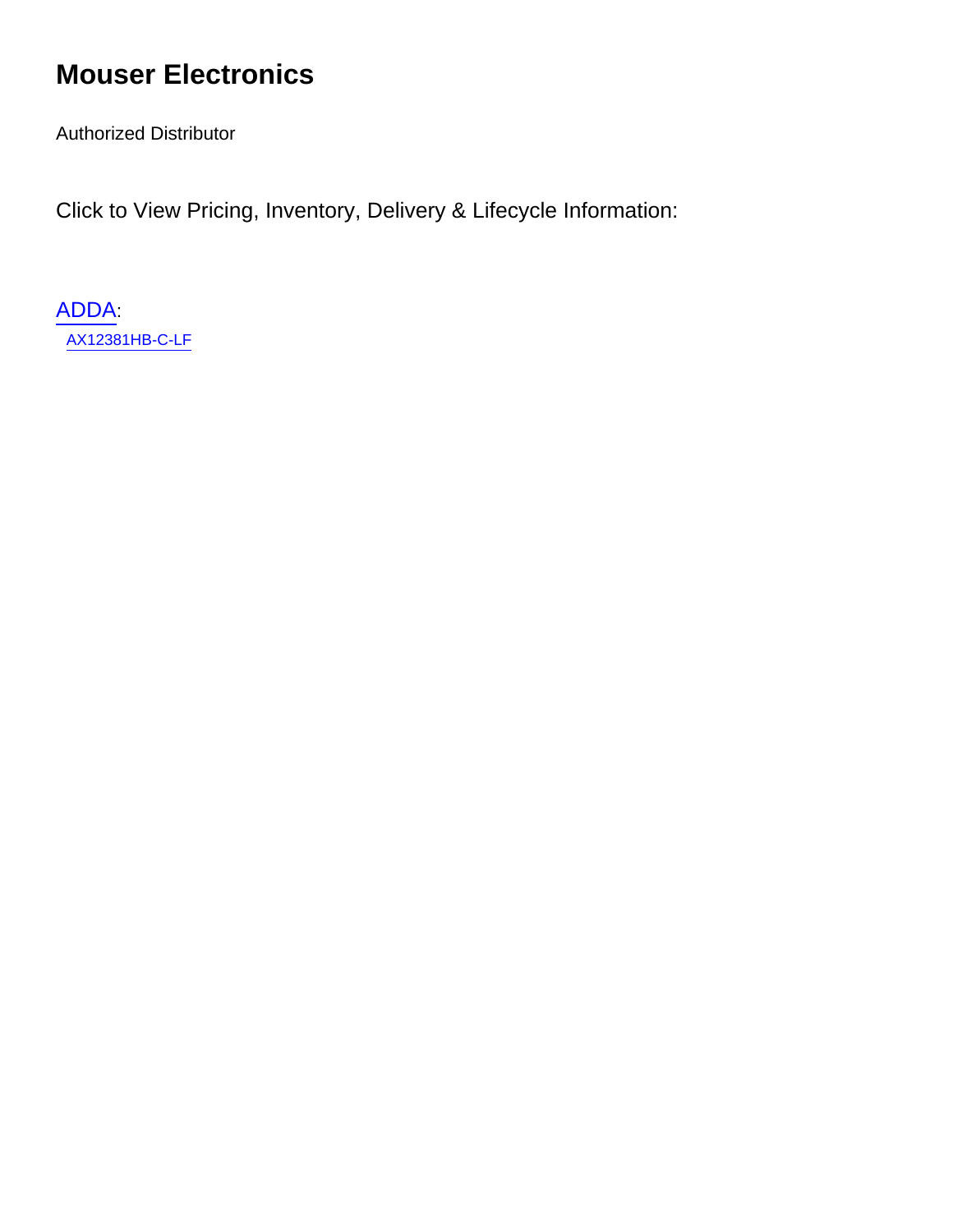# Mouser Electronics

Authorized Distributor

Click to View Pricing, Inventory, Delivery & Lifecycle Information:

ADDA:

AX12381HB-C-LF